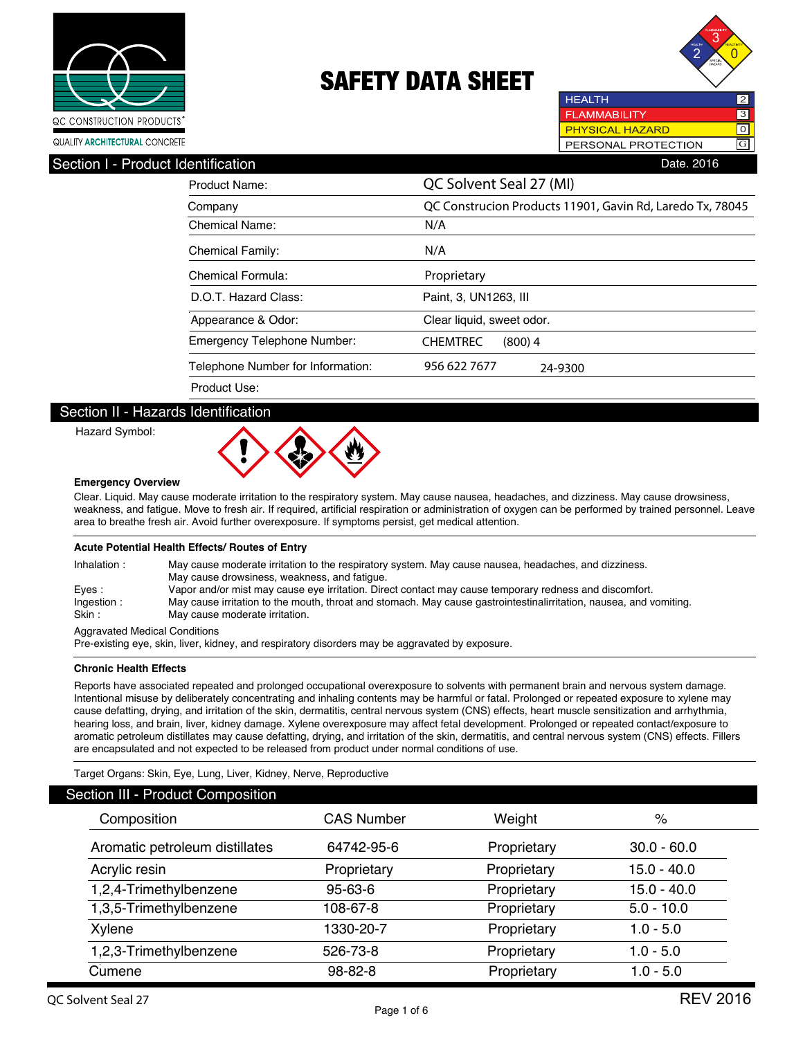QC CONSTRUCTION PRODUCTS
QUALITY ARCHITECTURAL CONCRETE

# SAFETY DATA SHEET

| | |
|---|---|
| HEALTH | 2 |
| FLAMMABILITY | 3 |
| PHYSICAL HAZARD | 0 |
| PERSONAL PROTECTION | G |

## Section I - Product Identification

Date. 2016

| | |
|---|---|
| Product Name: | QC Solvent Seal 27 (MI) |
| Company | QC Construcion Products 11901, Gavin Rd, Laredo Tx, 78045 |
| Chemical Name: | N/A |
| Chemical Family: | N/A |
| Chemical Formula: | Proprietary |
| D.O.T. Hazard Class: | Paint, 3, UN1263, III |
| Appearance & Odor: | Clear liquid, sweet odor. |
| Emergency Telephone Number: | CHEMTREC (800) 424-9300 |
| Telephone Number for Information: | 956 622 7677 |
| Product Use: | |

## Section II - Hazards Identification

Hazard Symbol:

**Emergency Overview**

Clear. Liquid. May cause moderate irritation to the respiratory system. May cause nausea, headaches, and dizziness. May cause drowsiness, weakness, and fatigue. Move to fresh air. If required, artificial respiration or administration of oxygen can be performed by trained personnel. Leave area to breathe fresh air. Avoid further overexposure. If symptoms persist, get medical attention.

**Acute Potential Health Effects/ Routes of Entry**

Inhalation : May cause moderate irritation to the respiratory system. May cause nausea, headaches, and dizziness. May cause drowsiness, weakness, and fatigue.

Eyes : Vapor and/or mist may cause eye irritation. Direct contact may cause temporary redness and discomfort.

Ingestion : May cause irritation to the mouth, throat and stomach. May cause gastrointestinalirritation, nausea, and vomiting.

Skin : May cause moderate irritation.

Aggravated Medical Conditions

Pre-existing eye, skin, liver, kidney, and respiratory disorders may be aggravated by exposure.

**Chronic Health Effects**

Reports have associated repeated and prolonged occupational overexposure to solvents with permanent brain and nervous system damage. Intentional misuse by deliberately concentrating and inhaling contents may be harmful or fatal. Prolonged or repeated exposure to xylene may cause defatting, drying, and irritation of the skin, dermatitis, central nervous system (CNS) effects, heart muscle sensitization and arrhythmia, hearing loss, and brain, liver, kidney damage. Xylene overexposure may affect fetal development. Prolonged or repeated contact/exposure to aromatic petroleum distillates may cause defatting, drying, and irritation of the skin, dermatitis, and central nervous system (CNS) effects. Fillers are encapsulated and not expected to be released from product under normal conditions of use.

Target Organs: Skin, Eye, Lung, Liver, Kidney, Nerve, Reproductive

## Section III - Product Composition

| Composition | CAS Number | Weight | % |
|---|---|---|---|
| Aromatic petroleum distillates | 64742-95-6 | Proprietary | 30.0 - 60.0 |
| Acrylic resin | Proprietary | Proprietary | 15.0 - 40.0 |
| 1,2,4-Trimethylbenzene | 95-63-6 | Proprietary | 15.0 - 40.0 |
| 1,3,5-Trimethylbenzene | 108-67-8 | Proprietary | 5.0 - 10.0 |
| Xylene | 1330-20-7 | Proprietary | 1.0 - 5.0 |
| 1,2,3-Trimethylbenzene | 526-73-8 | Proprietary | 1.0 - 5.0 |
| Cumene | 98-82-8 | Proprietary | 1.0 - 5.0 |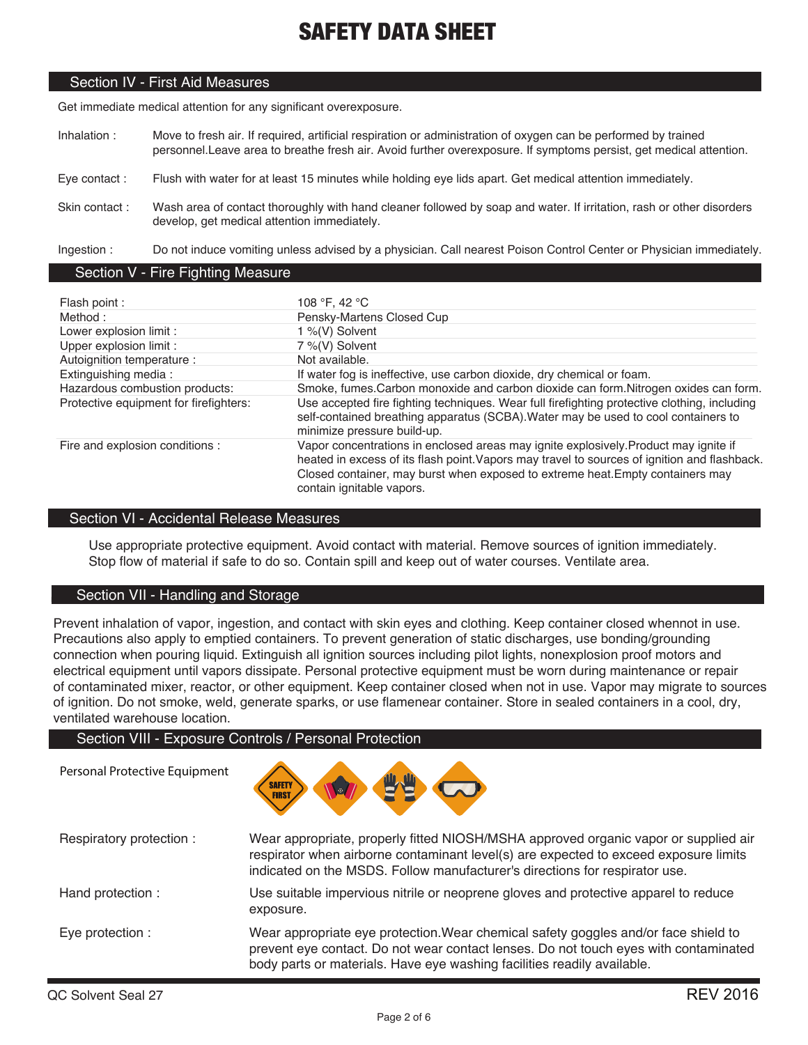# SAFETY DATA SHEET

## Section IV - First Aid Measures

Get immediate medical attention for any significant overexposure.

**Inhalation :** Move to fresh air. If required, artificial respiration or administration of oxygen can be performed by trained personnel.Leave area to breathe fresh air. Avoid further overexposure. If symptoms persist, get medical attention.

**Eye contact :** Flush with water for at least 15 minutes while holding eye lids apart. Get medical attention immediately.

**Skin contact :** Wash area of contact thoroughly with hand cleaner followed by soap and water. If irritation, rash or other disorders develop, get medical attention immediately.

**Ingestion :** Do not induce vomiting unless advised by a physician. Call nearest Poison Control Center or Physician immediately.

## Section V - Fire Fighting Measure

| | |
|---|---|
| Flash point : | 108 °F, 42 °C |
| Method : | Pensky-Martens Closed Cup |
| Lower explosion limit : | 1 %(V) Solvent |
| Upper explosion limit : | 7 %(V) Solvent |
| Autoignition temperature : | Not available. |
| Extinguishing media : | If water fog is ineffective, use carbon dioxide, dry chemical or foam. |
| Hazardous combustion products: | Smoke, fumes.Carbon monoxide and carbon dioxide can form.Nitrogen oxides can form. |
| Protective equipment for firefighters: | Use accepted fire fighting techniques. Wear full firefighting protective clothing, including self-contained breathing apparatus (SCBA).Water may be used to cool containers to minimize pressure build-up. |
| Fire and explosion conditions : | Vapor concentrations in enclosed areas may ignite explosively.Product may ignite if heated in excess of its flash point.Vapors may travel to sources of ignition and flashback. Closed container, may burst when exposed to extreme heat.Empty containers may contain ignitable vapors. |

## Section VI - Accidental Release Measures

Use appropriate protective equipment. Avoid contact with material. Remove sources of ignition immediately. Stop flow of material if safe to do so. Contain spill and keep out of water courses. Ventilate area.

## Section VII - Handling and Storage

Prevent inhalation of vapor, ingestion, and contact with skin eyes and clothing. Keep container closed whennot in use. Precautions also apply to emptied containers. To prevent generation of static discharges, use bonding/grounding connection when pouring liquid. Extinguish all ignition sources including pilot lights, nonexplosion proof motors and electrical equipment until vapors dissipate. Personal protective equipment must be worn during maintenance or repair of contaminated mixer, reactor, or other equipment. Keep container closed when not in use. Vapor may migrate to sources of ignition. Do not smoke, weld, generate sparks, or use flamenear container. Store in sealed containers in a cool, dry, ventilated warehouse location.

## Section VIII - Exposure Controls / Personal Protection

**Personal Protective Equipment**

**Respiratory protection :** Wear appropriate, properly fitted NIOSH/MSHA approved organic vapor or supplied air respirator when airborne contaminant level(s) are expected to exceed exposure limits indicated on the MSDS. Follow manufacturer's directions for respirator use.

**Hand protection :** Use suitable impervious nitrile or neoprene gloves and protective apparel to reduce exposure.

**Eye protection :** Wear appropriate eye protection.Wear chemical safety goggles and/or face shield to prevent eye contact. Do not wear contact lenses. Do not touch eyes with contaminated body parts or materials. Have eye washing facilities readily available.

QC Solvent Seal 27 REV 2016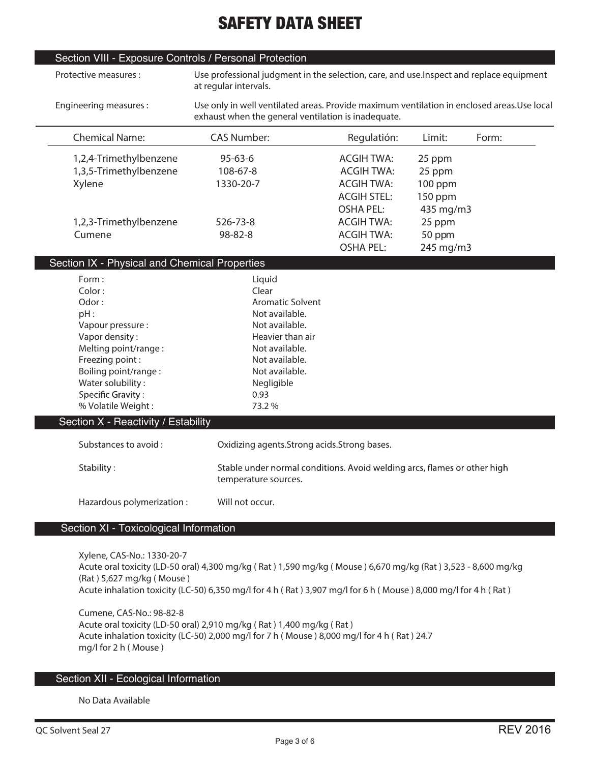# SAFETY DATA SHEET

## Section VIII - Exposure Controls / Personal Protection

Protective measures : Use professional judgment in the selection, care, and use.Inspect and replace equipment at regular intervals.

Engineering measures : Use only in well ventilated areas. Provide maximum ventilation in enclosed areas.Use local exhaust when the general ventilation is inadequate.

| Chemical Name: | CAS Number: | Regulatión: | Limit: | Form: |
|---|---|---|---|---|
| 1,2,4-Trimethylbenzene | 95-63-6 | ACGIH TWA: | 25 ppm | |
| 1,3,5-Trimethylbenzene | 108-67-8 | ACGIH TWA: | 25 ppm | |
| Xylene | 1330-20-7 | ACGIH TWA: | 100 ppm | |
| | | ACGIH STEL: | 150 ppm | |
| | | OSHA PEL: | 435 mg/m3 | |
| 1,2,3-Trimethylbenzene | 526-73-8 | ACGIH TWA: | 25 ppm | |
| Cumene | 98-82-8 | ACGIH TWA: | 50 ppm | |
| | | OSHA PEL: | 245 mg/m3 | |

## Section IX - Physical and Chemical Properties

| | |
|---|---|
| Form : | Liquid |
| Color : | Clear |
| Odor : | Aromatic Solvent |
| pH : | Not available. |
| Vapour pressure : | Not available. |
| Vapor density : | Heavier than air |
| Melting point/range : | Not available. |
| Freezing point : | Not available. |
| Boiling point/range : | Not available. |
| Water solubility : | Negligible |
| Specific Gravity : | 0.93 |
| % Volatile Weight : | 73.2 % |

## Section X - Reactivity / Estability

Substances to avoid : Oxidizing agents.Strong acids.Strong bases.

Stability : Stable under normal conditions. Avoid welding arcs, flames or other high temperature sources.

Hazardous polymerization : Will not occur.

## Section XI - Toxicological Information

Xylene, CAS-No.: 1330-20-7
Acute oral toxicity (LD-50 oral) 4,300 mg/kg ( Rat ) 1,590 mg/kg ( Mouse ) 6,670 mg/kg (Rat ) 3,523 - 8,600 mg/kg (Rat ) 5,627 mg/kg ( Mouse )
Acute inhalation toxicity (LC-50) 6,350 mg/l for 4 h ( Rat ) 3,907 mg/l for 6 h ( Mouse ) 8,000 mg/l for 4 h ( Rat )

Cumene, CAS-No.: 98-82-8
Acute oral toxicity (LD-50 oral) 2,910 mg/kg ( Rat ) 1,400 mg/kg ( Rat )
Acute inhalation toxicity (LC-50) 2,000 mg/l for 7 h ( Mouse ) 8,000 mg/l for 4 h ( Rat ) 24.7 mg/l for 2 h ( Mouse )

## Section XII - Ecological Information

No Data Available

QC Solvent Seal 27 REV 2016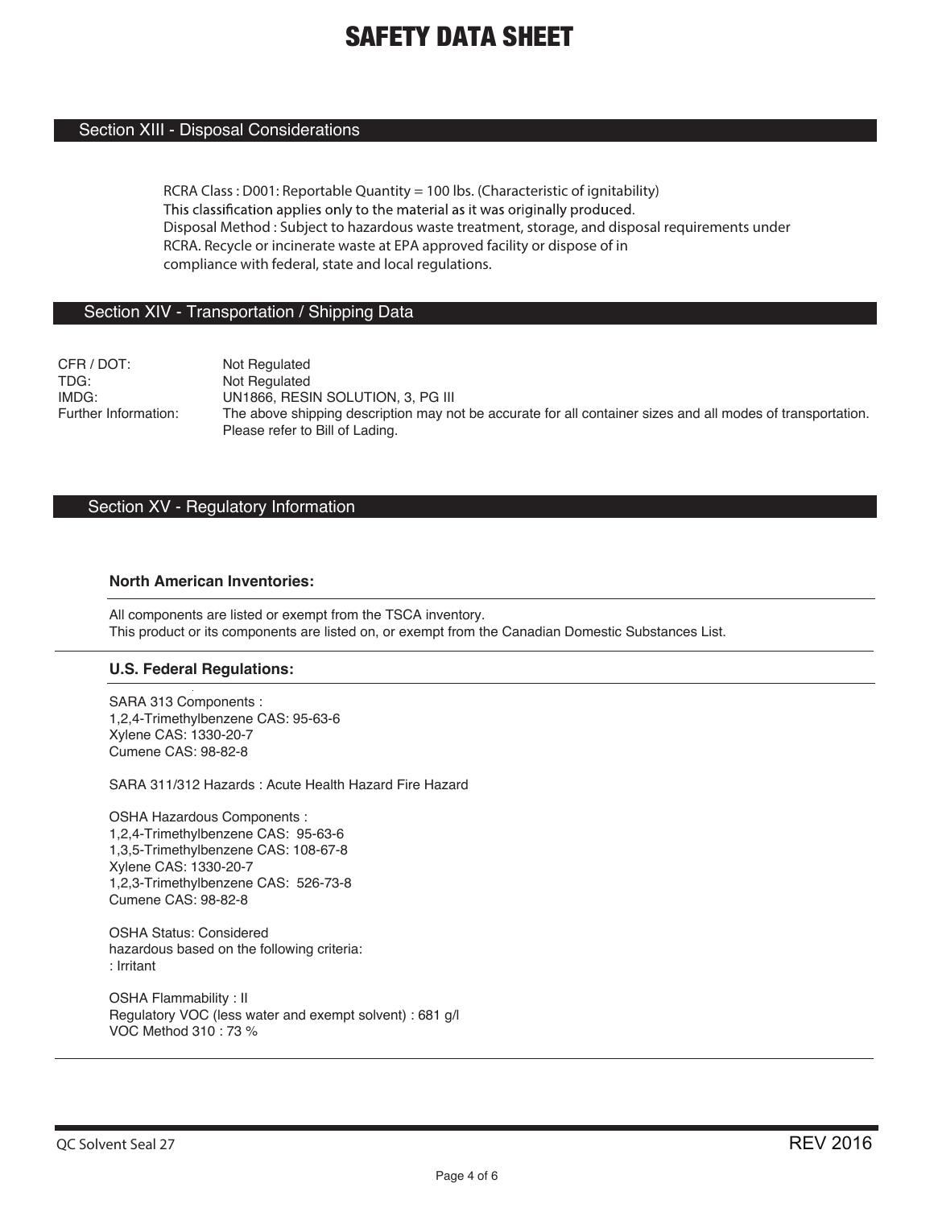# SAFETY DATA SHEET

## Section XIII - Disposal Considerations

RCRA Class : D001: Reportable Quantity = 100 lbs. (Characteristic of ignitability)
This classification applies only to the material as it was originally produced.
Disposal Method : Subject to hazardous waste treatment, storage, and disposal requirements under RCRA. Recycle or incinerate waste at EPA approved facility or dispose of in compliance with federal, state and local regulations.

## Section XIV - Transportation / Shipping Data

| | |
|---|---|
| CFR / DOT: | Not Regulated |
| TDG: | Not Regulated |
| IMDG: | UN1866, RESIN SOLUTION, 3, PG III |
| Further Information: | The above shipping description may not be accurate for all container sizes and all modes of transportation. Please refer to Bill of Lading. |

## Section XV - Regulatory Information

### North American Inventories:

All components are listed or exempt from the TSCA inventory.
This product or its components are listed on, or exempt from the Canadian Domestic Substances List.

### U.S. Federal Regulations:

SARA 313 Components :
1,2,4-Trimethylbenzene CAS: 95-63-6
Xylene CAS: 1330-20-7
Cumene CAS: 98-82-8

SARA 311/312 Hazards : Acute Health Hazard Fire Hazard

OSHA Hazardous Components :
1,2,4-Trimethylbenzene CAS: 95-63-6
1,3,5-Trimethylbenzene CAS: 108-67-8
Xylene CAS: 1330-20-7
1,2,3-Trimethylbenzene CAS: 526-73-8
Cumene CAS: 98-82-8

OSHA Status: Considered
hazardous based on the following criteria:
: Irritant

OSHA Flammability : II
Regulatory VOC (less water and exempt solvent) : 681 g/l
VOC Method 310 : 73 %

QC Solvent Seal 27 REV 2016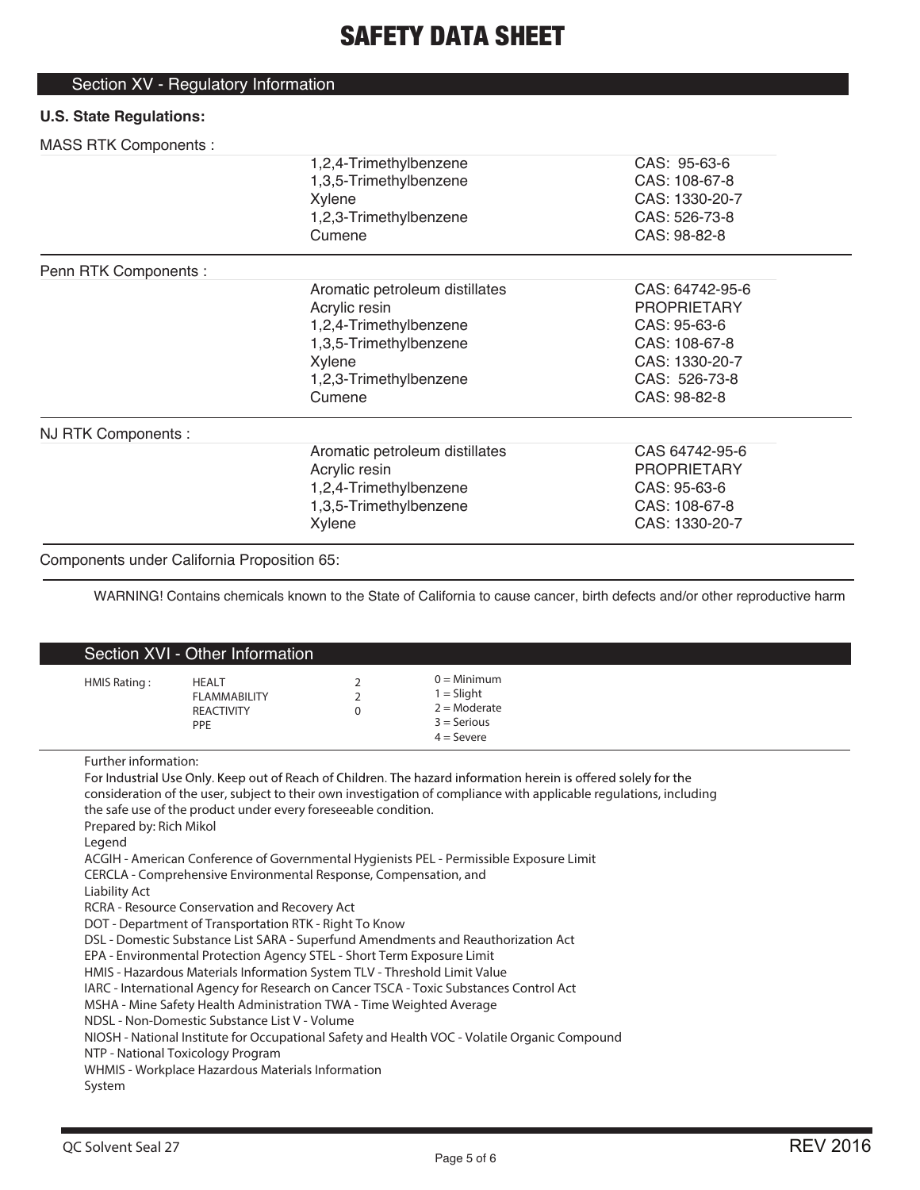# SAFETY DATA SHEET

## Section XV - Regulatory Information

**U.S. State Regulations:**

MASS RTK Components :

| | | |
|---|---|---|
| | 1,2,4-Trimethylbenzene | CAS: 95-63-6 |
| | 1,3,5-Trimethylbenzene | CAS: 108-67-8 |
| | Xylene | CAS: 1330-20-7 |
| | 1,2,3-Trimethylbenzene | CAS: 526-73-8 |
| | Cumene | CAS: 98-82-8 |

Penn RTK Components :

| | | |
|---|---|---|
| | Aromatic petroleum distillates | CAS: 64742-95-6 |
| | Acrylic resin | PROPRIETARY |
| | 1,2,4-Trimethylbenzene | CAS: 95-63-6 |
| | 1,3,5-Trimethylbenzene | CAS: 108-67-8 |
| | Xylene | CAS: 1330-20-7 |
| | 1,2,3-Trimethylbenzene | CAS: 526-73-8 |
| | Cumene | CAS: 98-82-8 |

NJ RTK Components :

| | | |
|---|---|---|
| | Aromatic petroleum distillates | CAS 64742-95-6 |
| | Acrylic resin | PROPRIETARY |
| | 1,2,4-Trimethylbenzene | CAS: 95-63-6 |
| | 1,3,5-Trimethylbenzene | CAS: 108-67-8 |
| | Xylene | CAS: 1330-20-7 |

Components under California Proposition 65:

WARNING! Contains chemicals known to the State of California to cause cancer, birth defects and/or other reproductive harm

## Section XVI - Other Information

| HMIS Rating : | | | |
|---|---|---|---|
| | HEALT | 2 | 0 = Minimum |
| | FLAMMABILITY | 2 | 1 = Slight |
| | REACTIVITY | 0 | 2 = Moderate |
| | PPE | | 3 = Serious |
| | | | 4 = Severe |

Further information:

For Industrial Use Only. Keep out of Reach of Children. The hazard information herein is offered solely for the consideration of the user, subject to their own investigation of compliance with applicable regulations, including the safe use of the product under every foreseeable condition.

Prepared by: Rich Mikol

Legend

ACGIH - American Conference of Governmental Hygienists PEL - Permissible Exposure Limit
CERCLA - Comprehensive Environmental Response, Compensation, and Liability Act
RCRA - Resource Conservation and Recovery Act
DOT - Department of Transportation RTK - Right To Know
DSL - Domestic Substance List SARA - Superfund Amendments and Reauthorization Act
EPA - Environmental Protection Agency STEL - Short Term Exposure Limit
HMIS - Hazardous Materials Information System TLV - Threshold Limit Value
IARC - International Agency for Research on Cancer TSCA - Toxic Substances Control Act
MSHA - Mine Safety Health Administration TWA - Time Weighted Average
NDSL - Non-Domestic Substance List V - Volume
NIOSH - National Institute for Occupational Safety and Health VOC - Volatile Organic Compound
NTP - National Toxicology Program
WHMIS - Workplace Hazardous Materials Information System

QC Solvent Seal 27 REV 2016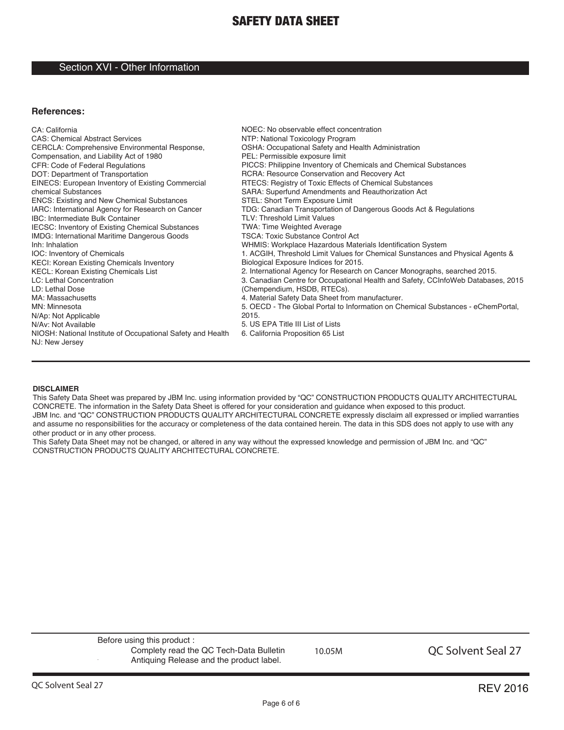## Section XVI - Other Information

### References:

CA: California
CAS: Chemical Abstract Services
CERCLA: Comprehensive Environmental Response, Compensation, and Liability Act of 1980
CFR: Code of Federal Regulations
DOT: Department of Transportation
EINECS: European Inventory of Existing Commercial chemical Substances
ENCS: Existing and New Chemical Substances
IARC: International Agency for Research on Cancer
IBC: Intermediate Bulk Container
IECSC: Inventory of Existing Chemical Substances
IMDG: International Maritime Dangerous Goods
Inh: Inhalation
IOC: Inventory of Chemicals
KECI: Korean Existing Chemicals Inventory
KECL: Korean Existing Chemicals List
LC: Lethal Concentration
LD: Lethal Dose
MA: Massachusetts
MN: Minnesota
N/Ap: Not Applicable
N/Av: Not Available
NIOSH: National Institute of Occupational Safety and Health
NJ: New Jersey
NOEC: No observable effect concentration
NTP: National Toxicology Program
OSHA: Occupational Safety and Health Administration
PEL: Permissible exposure limit
PICCS: Philippine Inventory of Chemicals and Chemical Substances
RCRA: Resource Conservation and Recovery Act
RTECS: Registry of Toxic Effects of Chemical Substances
SARA: Superfund Amendments and Reauthorization Act
STEL: Short Term Exposure Limit
TDG: Canadian Transportation of Dangerous Goods Act & Regulations
TLV: Threshold Limit Values
TWA: Time Weighted Average
TSCA: Toxic Substance Control Act
WHMIS: Workplace Hazardous Materials Identification System

1. ACGIH, Threshold Limit Values for Chemical Sunstances and Physical Agents & Biological Exposure Indices for 2015.
2. International Agency for Research on Cancer Monographs, searched 2015.
3. Canadian Centre for Occupational Health and Safety, CCInfoWeb Databases, 2015 (Chempendium, HSDB, RTECs).
4. Material Safety Data Sheet from manufacturer.
5. OECD - The Global Portal to Information on Chemical Substances - eChemPortal, 2015.
5. US EPA Title III List of Lists
6. California Proposition 65 List

**DISCLAIMER**

This Safety Data Sheet was prepared by JBM Inc. using information provided by "QC" CONSTRUCTION PRODUCTS QUALITY ARCHITECTURAL CONCRETE. The information in the Safety Data Sheet is offered for your consideration and guidance when exposed to this product.
JBM Inc. and "QC" CONSTRUCTION PRODUCTS QUALITY ARCHITECTURAL CONCRETE expressly disclaim all expressed or implied warranties and assume no responsibilities for the accuracy or completeness of the data contained herein. The data in this SDS does not apply to use with any other product or in any other process.
This Safety Data Sheet may not be changed, or altered in any way without the expressed knowledge and permission of JBM Inc. and "QC" CONSTRUCTION PRODUCTS QUALITY ARCHITECTURAL CONCRETE.

Before using this product :
Complety read the QC Tech-Data Bulletin
Antiquing Release and the product label.

10.05M

QC Solvent Seal 27

REV 2016